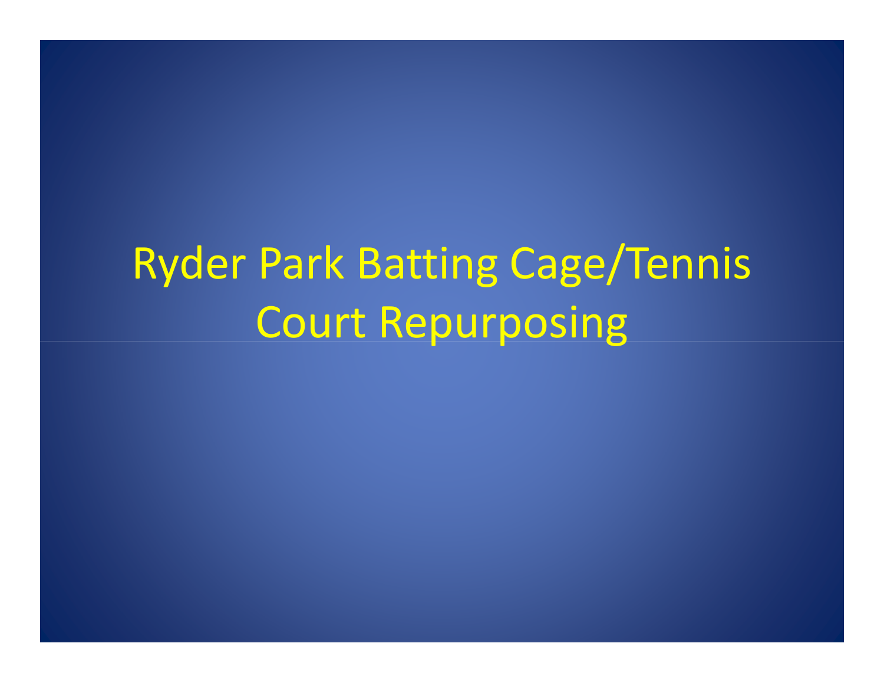# Ryder Park Batting Cage/Tennis Court Repurposing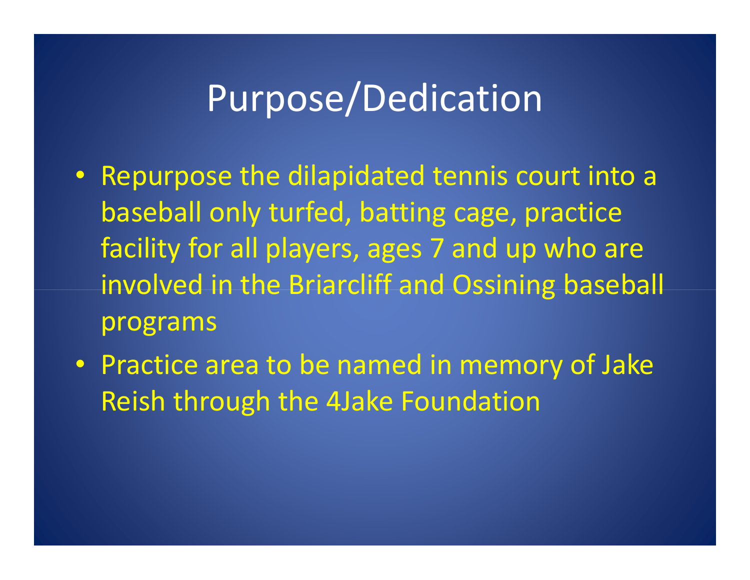# Purpose/Dedication

- Repurpose the dilapidated tennis court into a baseball only turfed, batting cage, practice facility for all players, ages 7 and up who are involved in the Briarcliff and Ossining baseball programs
- Practice area to be named in memory of Jake Reish through the 4Jake Foundation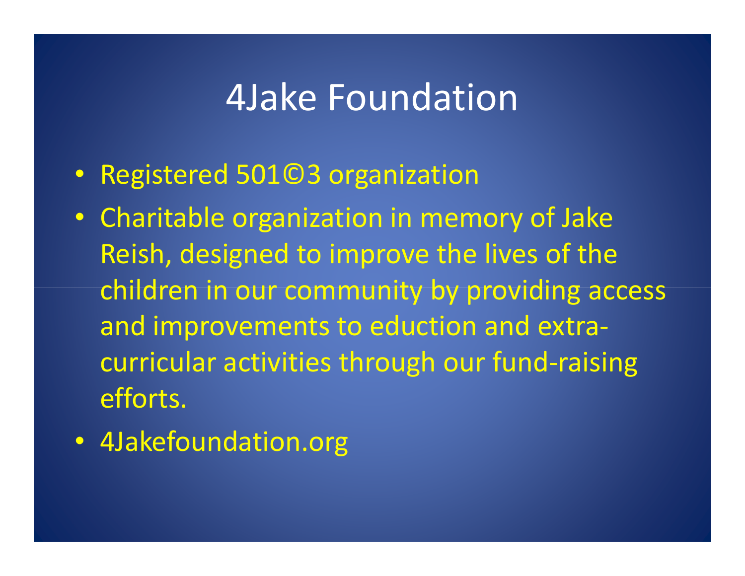# 4Jake Foundation

- Registered 501©3 organization
- Charitable organization in memory of Jake Reish, designed to improve the lives of the children in our community by providing access and improvements to eduction and extra-curricular activities through our fund-raising efforts.
- 4Jakefoundation.org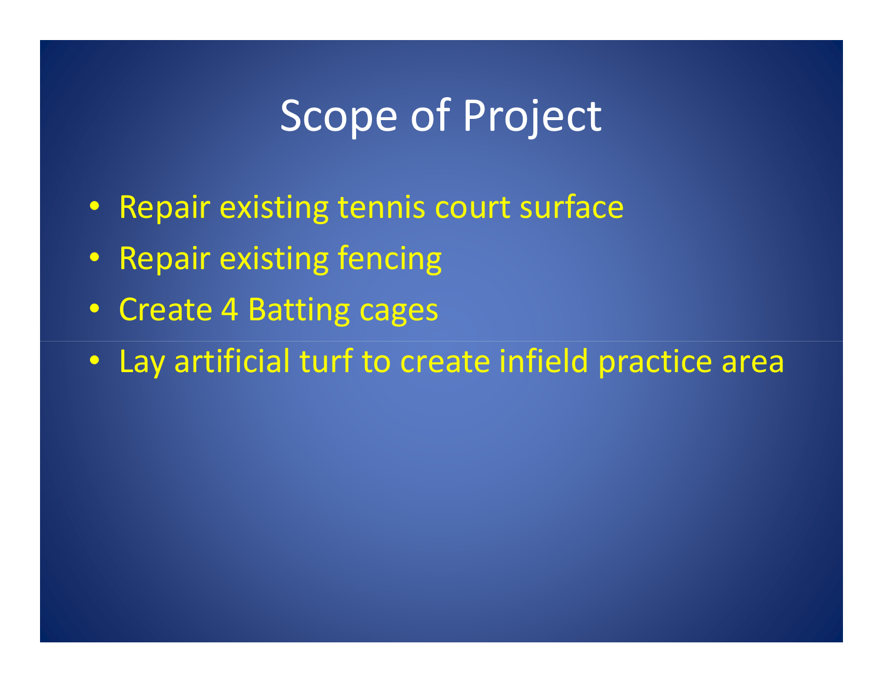# Scope of Project

- Repair existing tennis court surface
- Repair existing fencing
- Create 4 Batting cages
- Lay artificial turf to create infield practice area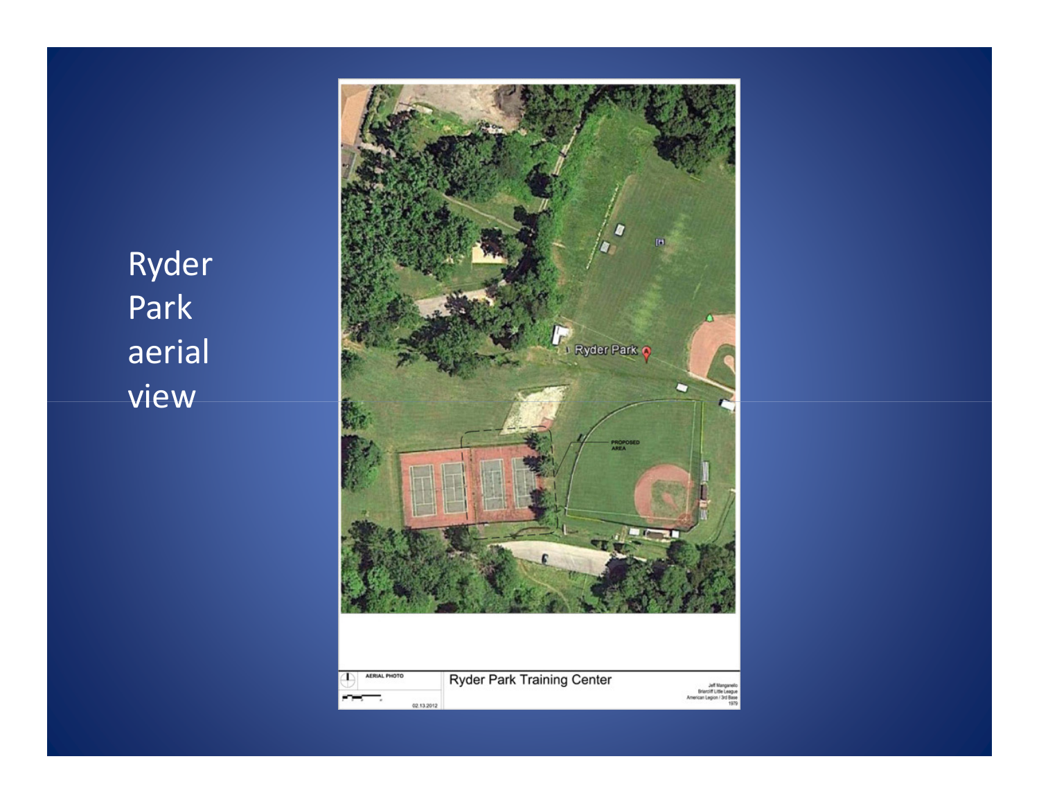# Ryder Park aerial view

Ryder Park

PROPOSED AREA

AERIAL PHOTO

02.13.2012

Ryder Park Training Center

Jeff Manganello
Briarcliff Little League
American Legion / 3rd Base
1979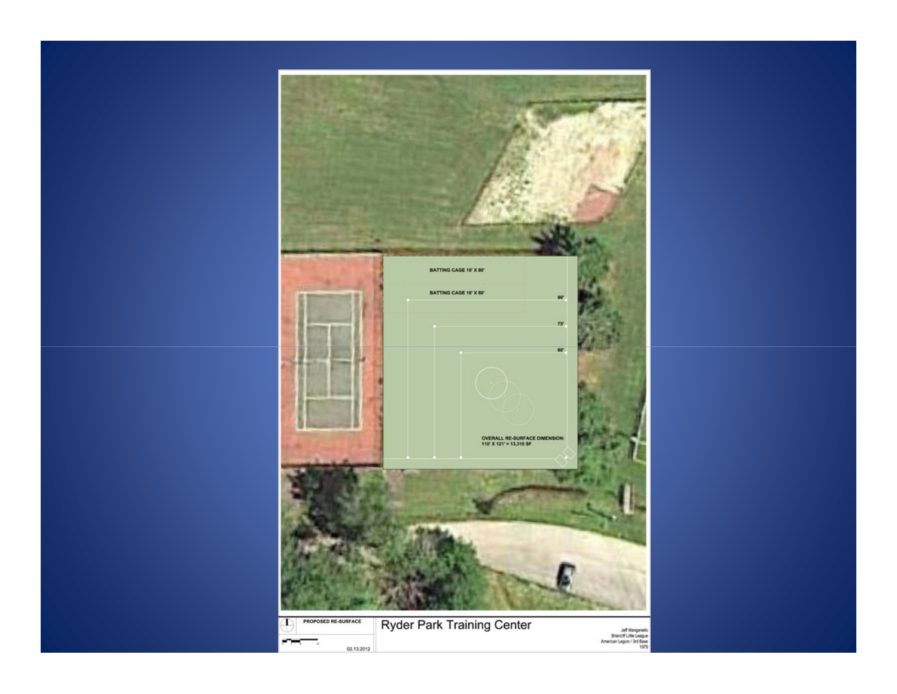BATTING CAGE 16' X 80'

BATTING CAGE 16' X 80'

90'

75'

60'

OVERALL RE-SURFACE DIMENSION:
110' X 121' = 13,310 SF

PROPOSED RE-SURFACE

02.13.2012

# Ryder Park Training Center

Jeff Manganello
Briarcliff Little League
American Legion / 3rd Base
1979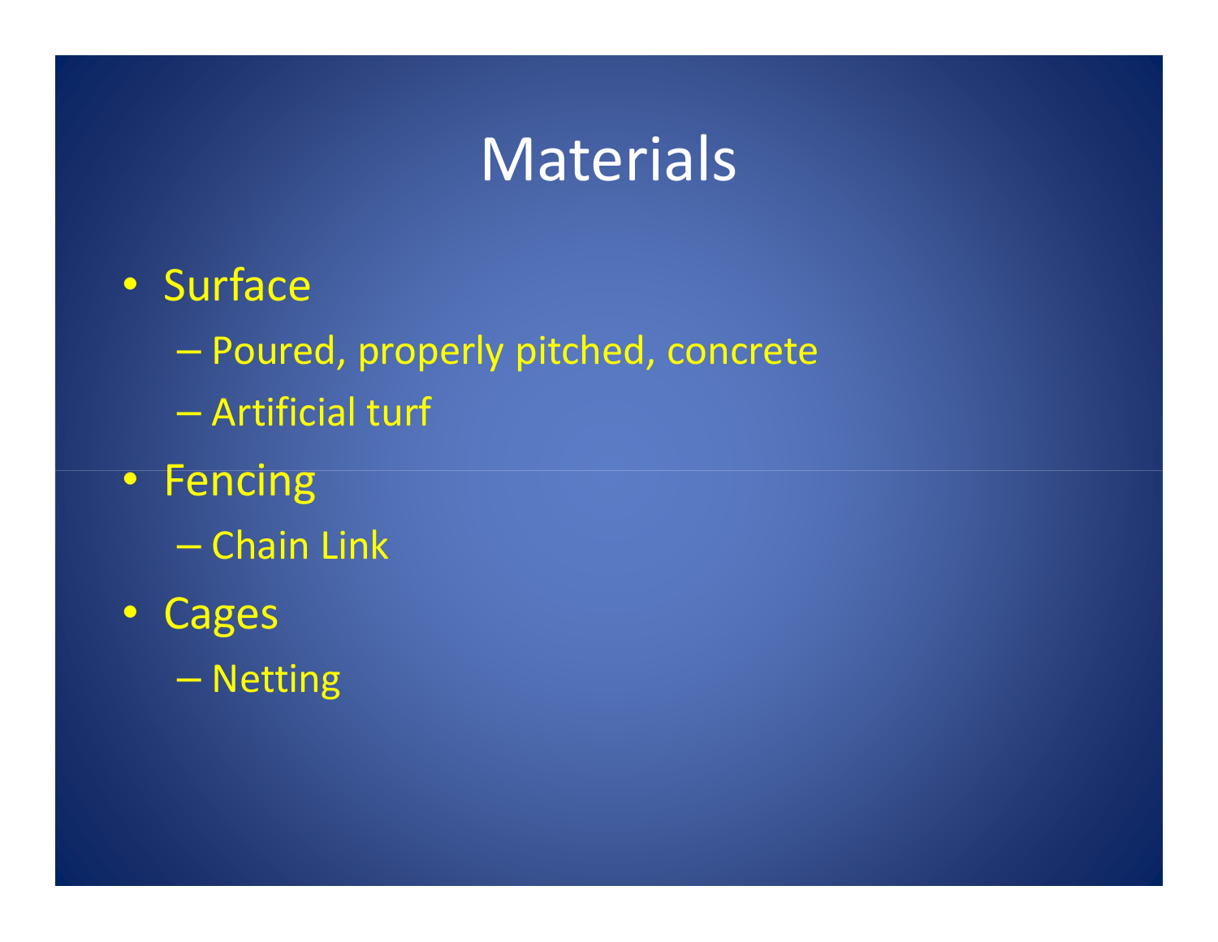# Materials

- Surface
  - Poured, properly pitched, concrete
  - Artificial turf
- Fencing
  - Chain Link
- Cages
  - Netting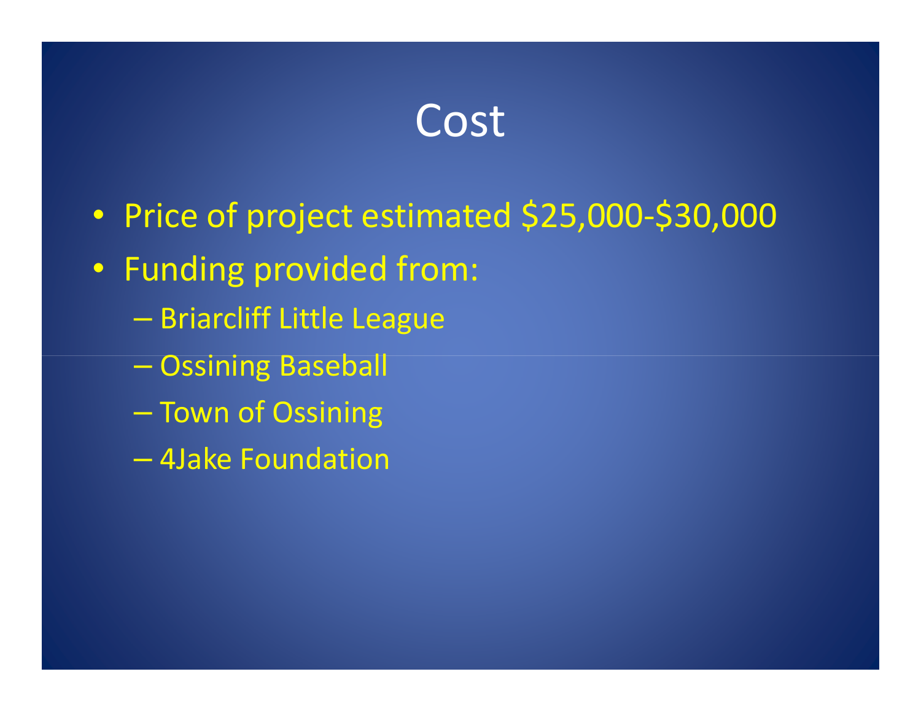# Cost

- Price of project estimated $25,000-$30,000
- Funding provided from:
  - Briarcliff Little League
  - Ossining Baseball
  - Town of Ossining
  - 4Jake Foundation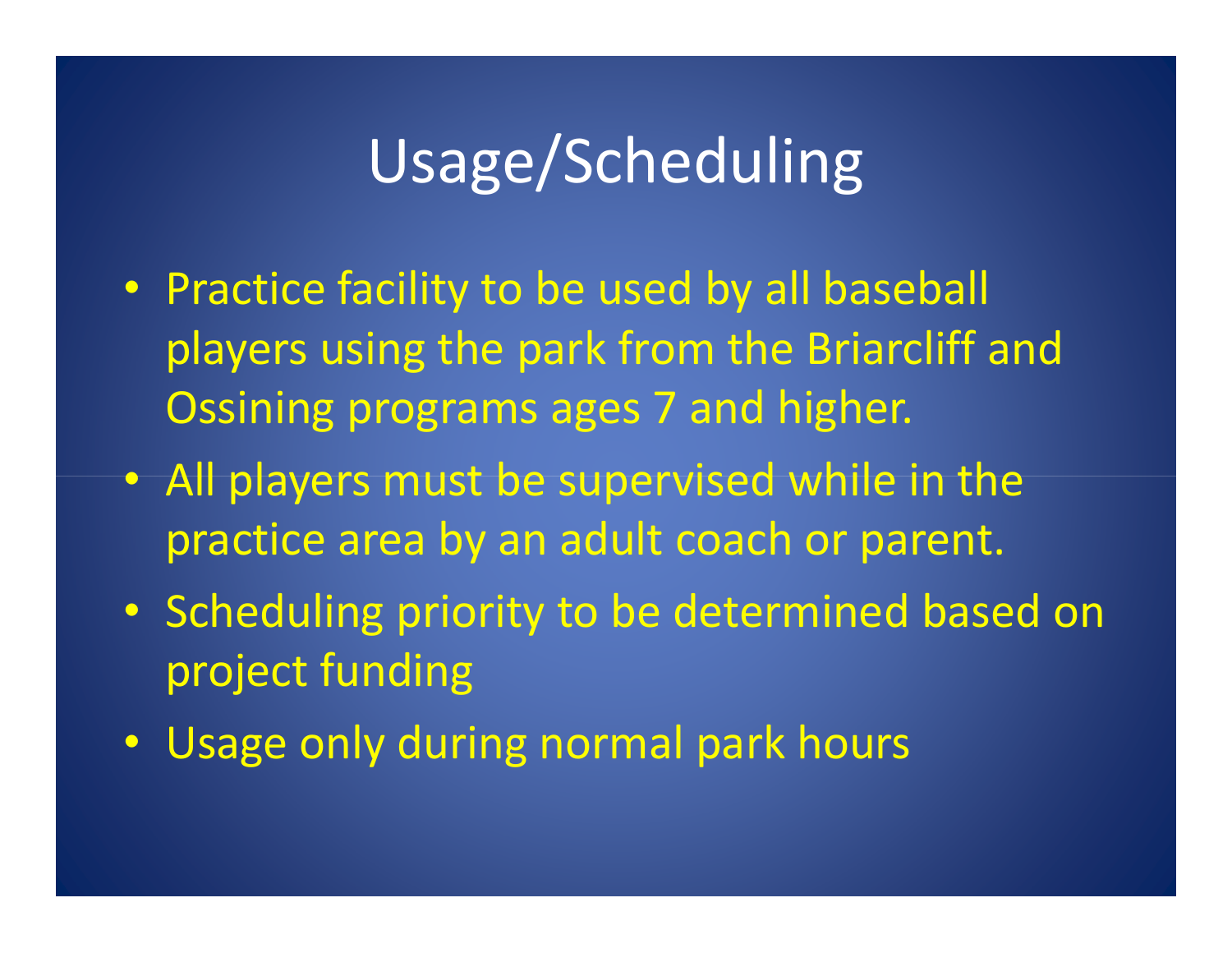# Usage/Scheduling

- Practice facility to be used by all baseball players using the park from the Briarcliff and Ossining programs ages 7 and higher.
- All players must be supervised while in the practice area by an adult coach or parent.
- Scheduling priority to be determined based on project funding
- Usage only during normal park hours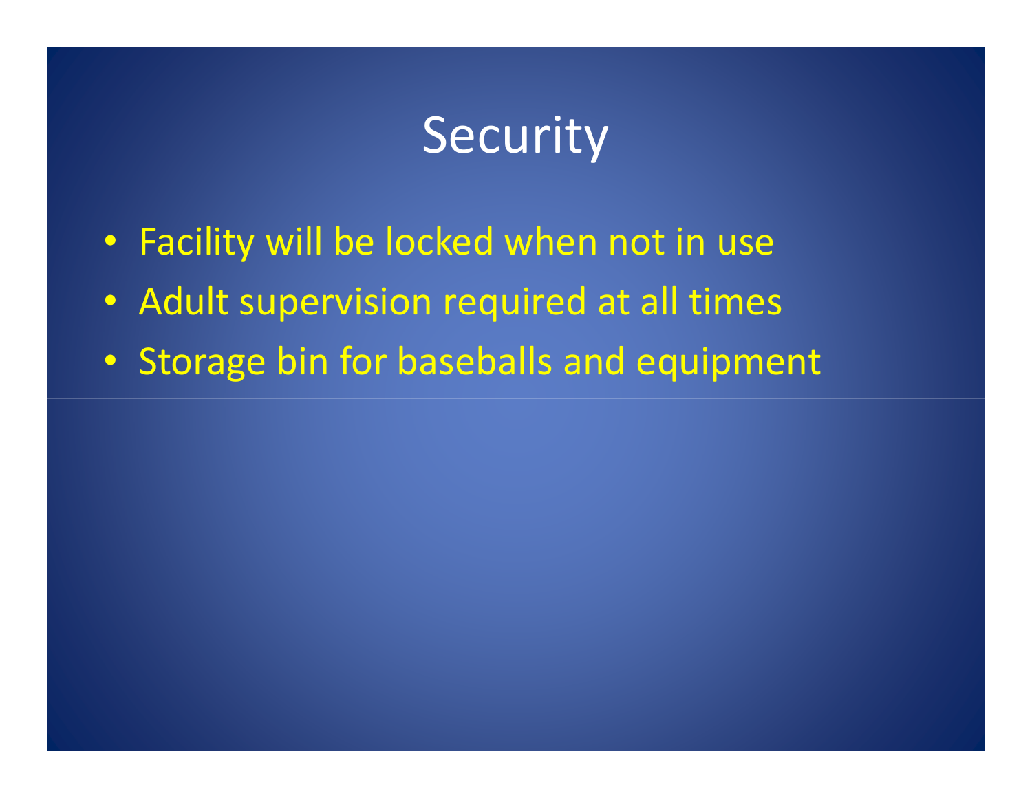# Security

- Facility will be locked when not in use
- Adult supervision required at all times
- Storage bin for baseballs and equipment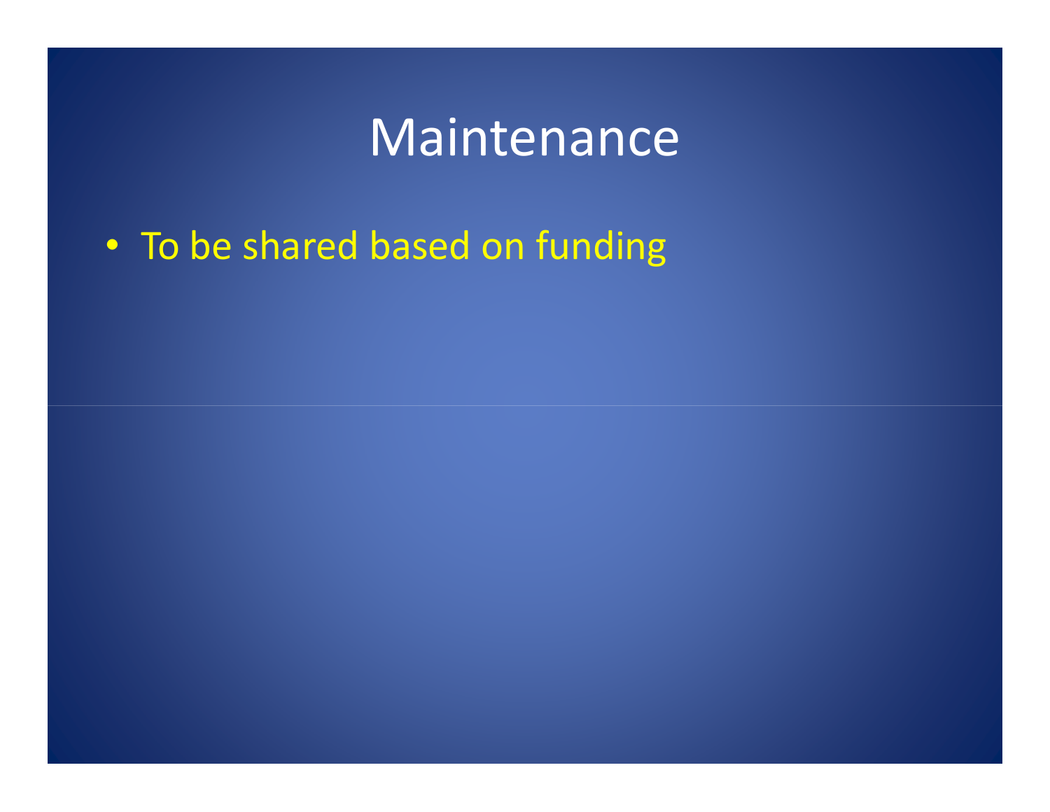# Maintenance

- To be shared based on funding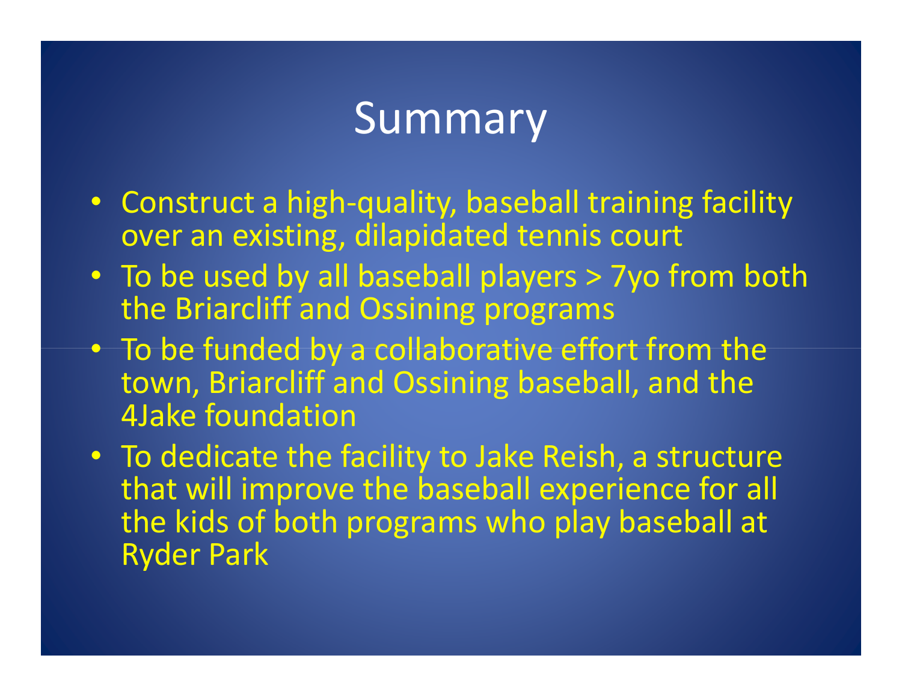# Summary

- Construct a high-quality, baseball training facility over an existing, dilapidated tennis court
- To be used by all baseball players > 7yo from both the Briarcliff and Ossining programs
- To be funded by a collaborative effort from the town, Briarcliff and Ossining baseball, and the 4Jake foundation
- To dedicate the facility to Jake Reish, a structure that will improve the baseball experience for all the kids of both programs who play baseball at Ryder Park